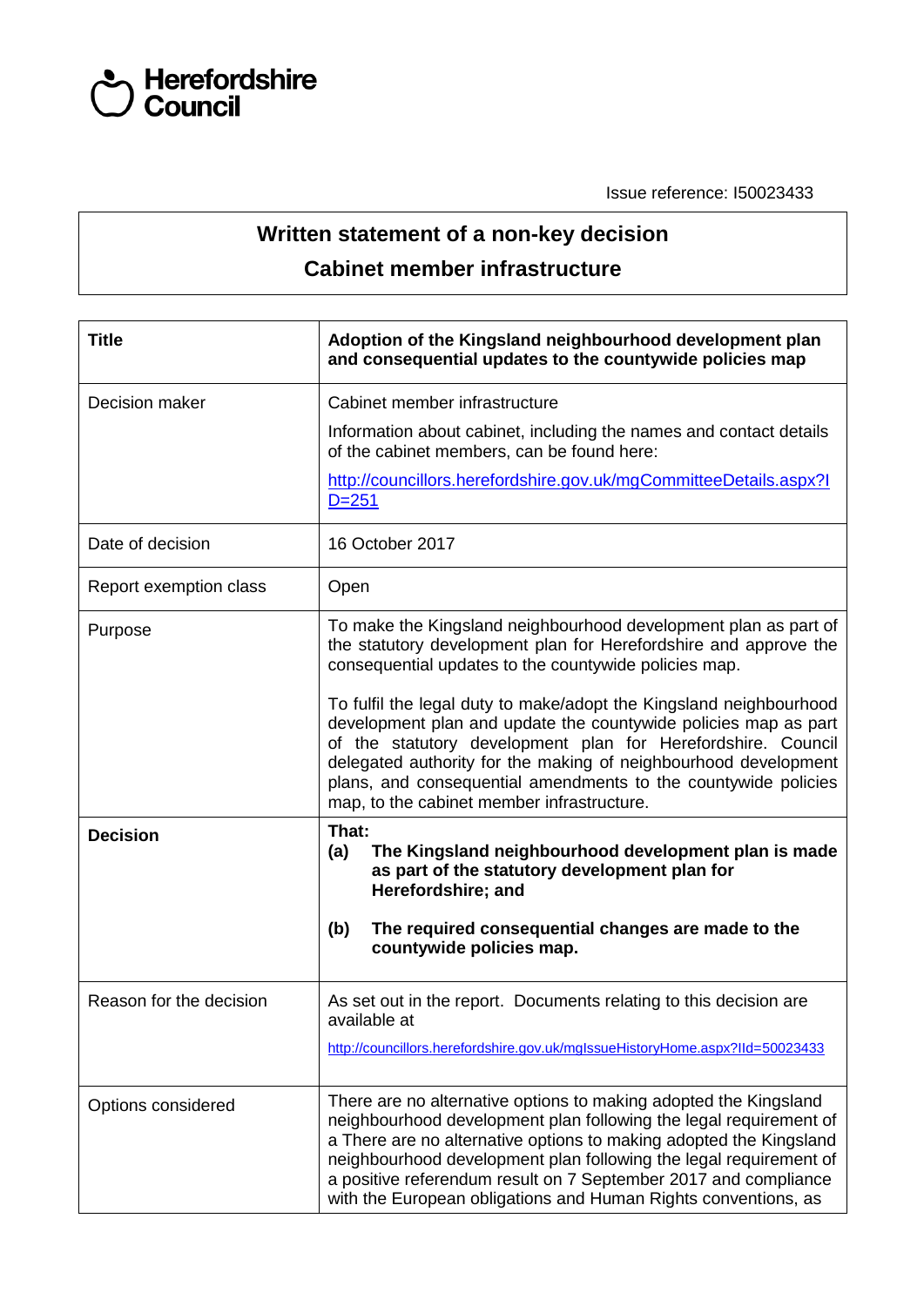Herefordshire Council

Issue reference: I50023433

## Written statement of a non-key decision

## Cabinet member infrastructure

| **Title** | **Adoption of the Kingsland neighbourhood development plan and consequential updates to the countywide policies map** |
|---|---|
| Decision maker | Cabinet member infrastructure<br><br>Information about cabinet, including the names and contact details of the cabinet members, can be found here:<br><br>http://councillors.herefordshire.gov.uk/mgCommitteeDetails.aspx?ID=251 |
| Date of decision | 16 October 2017 |
| Report exemption class | Open |
| Purpose | To make the Kingsland neighbourhood development plan as part of the statutory development plan for Herefordshire and approve the consequential updates to the countywide policies map.<br><br>To fulfil the legal duty to make/adopt the Kingsland neighbourhood development plan and update the countywide policies map as part of the statutory development plan for Herefordshire. Council delegated authority for the making of neighbourhood development plans, and consequential amendments to the countywide policies map, to the cabinet member infrastructure. |
| **Decision** | **That:**<br>**(a) The Kingsland neighbourhood development plan is made as part of the statutory development plan for Herefordshire; and**<br><br>**(b) The required consequential changes are made to the countywide policies map.** |
| Reason for the decision | As set out in the report. Documents relating to this decision are available at<br><br>http://councillors.herefordshire.gov.uk/mgIssueHistoryHome.aspx?IId=50023433 |
| Options considered | There are no alternative options to making adopted the Kingsland neighbourhood development plan following the legal requirement of a There are no alternative options to making adopted the Kingsland neighbourhood development plan following the legal requirement of a positive referendum result on 7 September 2017 and compliance with the European obligations and Human Rights conventions, as |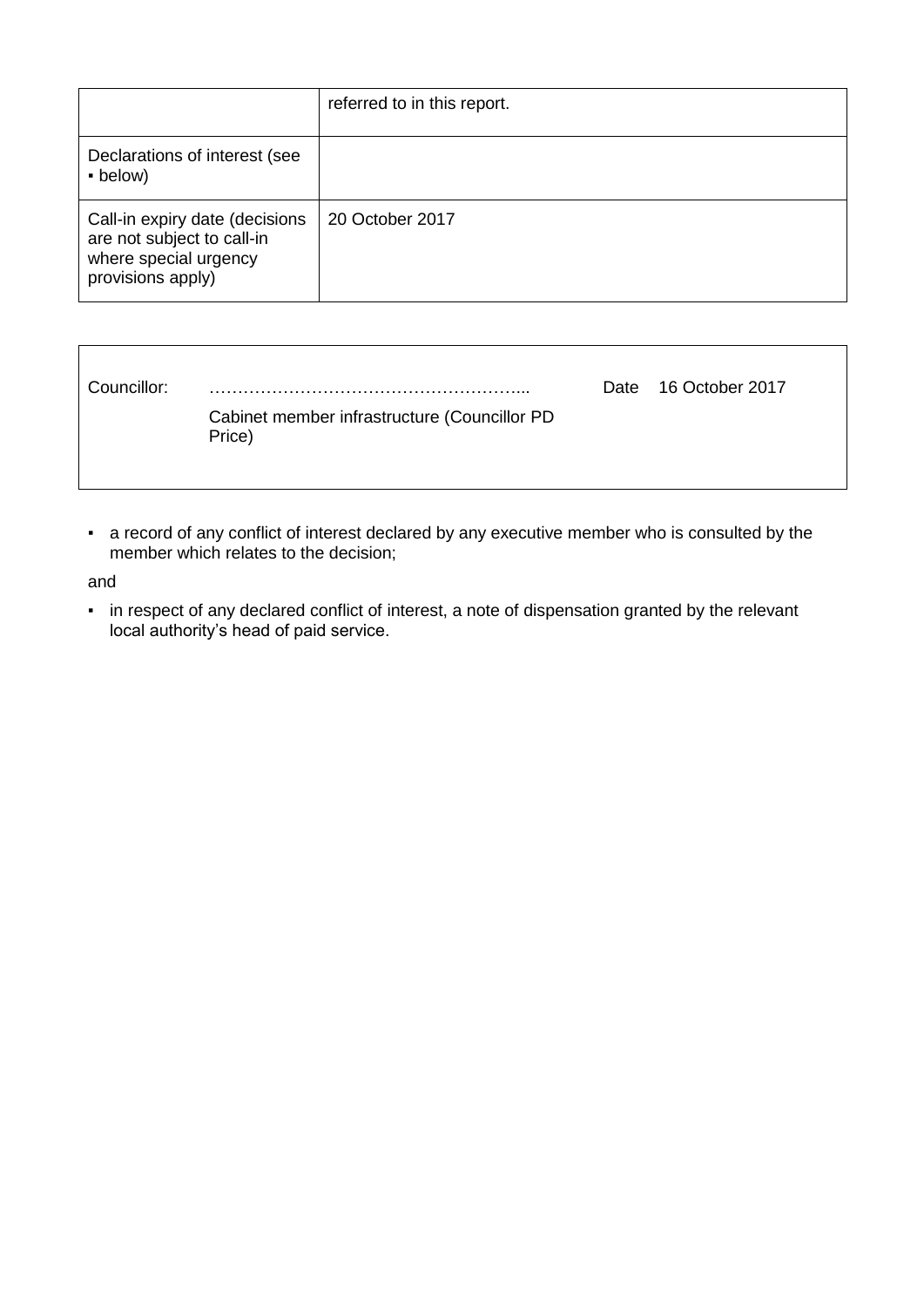| | |
|---|---|
| | referred to in this report. |
| Declarations of interest (see ▪ below) | |
| Call-in expiry date (decisions are not subject to call-in where special urgency provisions apply) | 20 October 2017 |

| | | | |
|---|---|---|---|
| Councillor: | ……………………………………………... <br> Cabinet member infrastructure (Councillor PD Price) | Date | 16 October 2017 |

- a record of any conflict of interest declared by any executive member who is consulted by the member which relates to the decision;

and

- in respect of any declared conflict of interest, a note of dispensation granted by the relevant local authority's head of paid service.